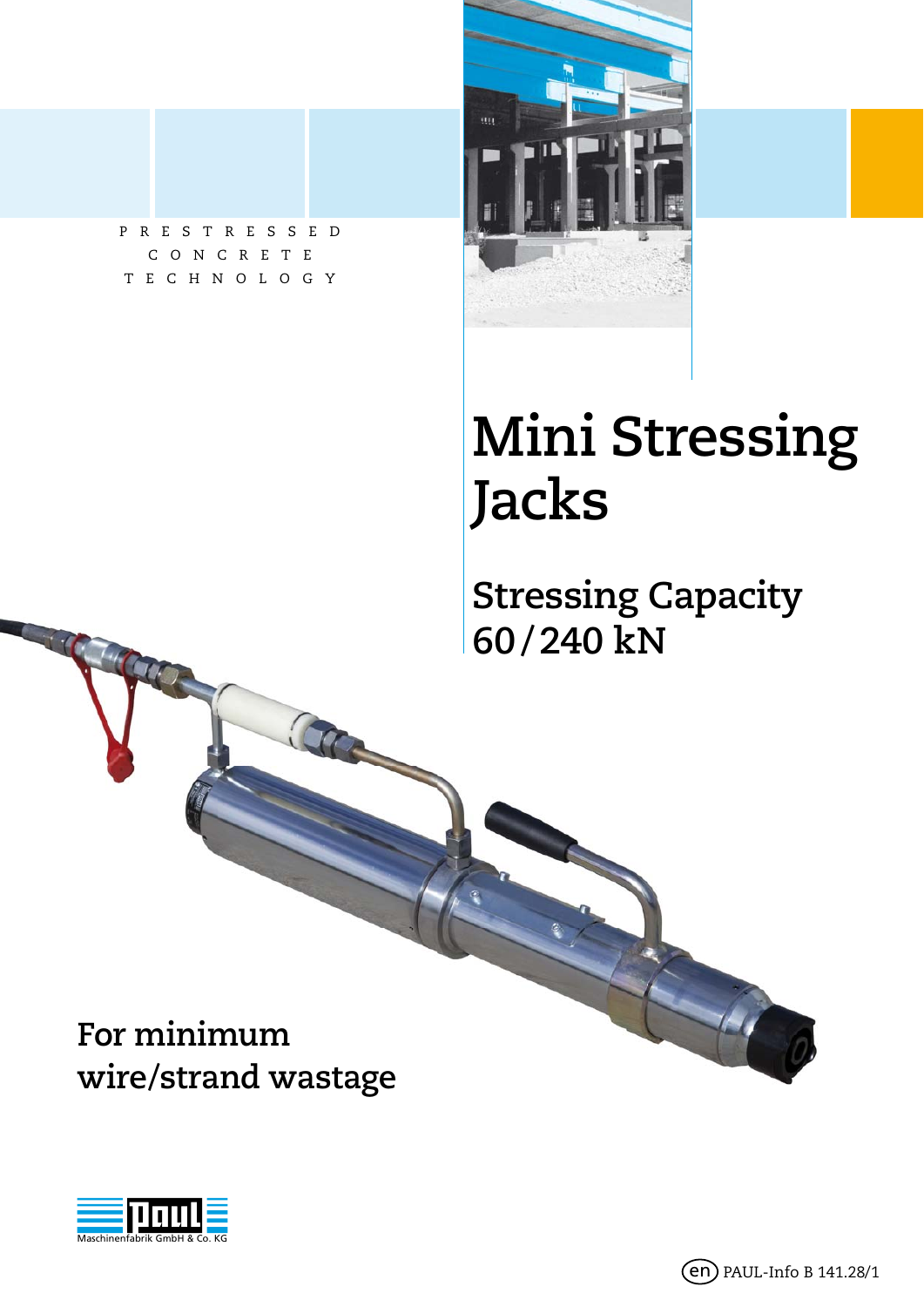PRESTRESSED CONCRETE TECHNOLOGY

# Mini Stressing Jacks

## Stressing Capacity 60/240 kN

**For minimum wire/strand wastage**

Maschinenfabrik GmbH & Co. KG

(en) PAUL-Info B 141.28/1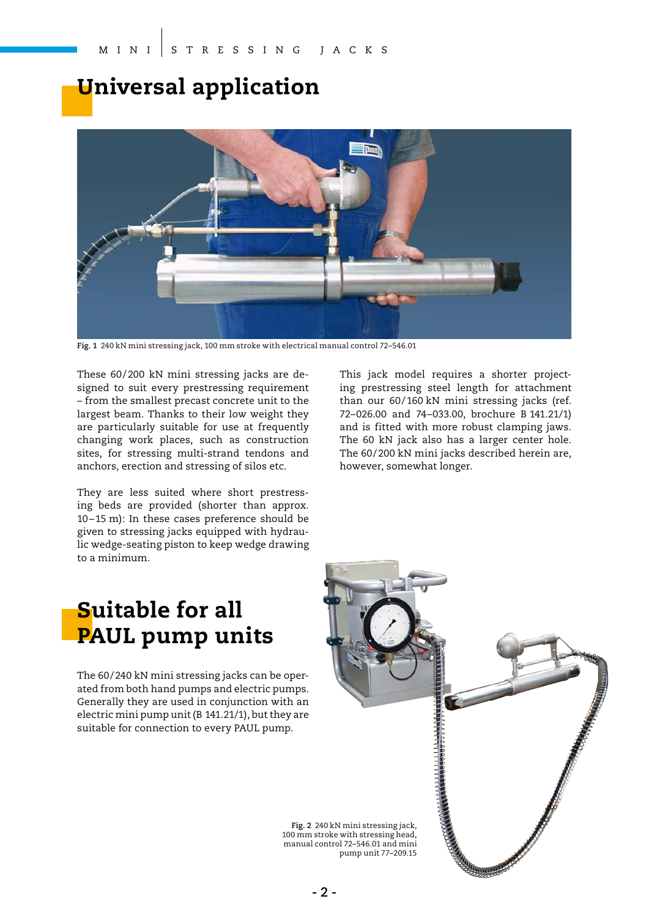# Universal application

Fig. 1 240 kN mini stressing jack, 100 mm stroke with electrical manual control 72–546.01

These 60/200 kN mini stressing jacks are designed to suit every prestressing requirement – from the smallest precast concrete unit to the largest beam. Thanks to their low weight they are particularly suitable for use at frequently changing work places, such as construction sites, for stressing multi-strand tendons and anchors, erection and stressing of silos etc.

They are less suited where short prestressing beds are provided (shorter than approx. 10–15 m): In these cases preference should be given to stressing jacks equipped with hydraulic wedge-seating piston to keep wedge drawing to a minimum.

This jack model requires a shorter projecting prestressing steel length for attachment than our 60/160 kN mini stressing jacks (ref. 72–026.00 and 74–033.00, brochure B 141.21/1) and is fitted with more robust clamping jaws. The 60 kN jack also has a larger center hole. The 60/200 kN mini jacks described herein are, however, somewhat longer.

# Suitable for all PAUL pump units

The 60/240 kN mini stressing jacks can be operated from both hand pumps and electric pumps. Generally they are used in conjunction with an electric mini pump unit (B 141.21/1), but they are suitable for connection to every PAUL pump.

Fig. 2 240 kN mini stressing jack, 100 mm stroke with stressing head, manual control 72–546.01 and mini pump unit 77–209.15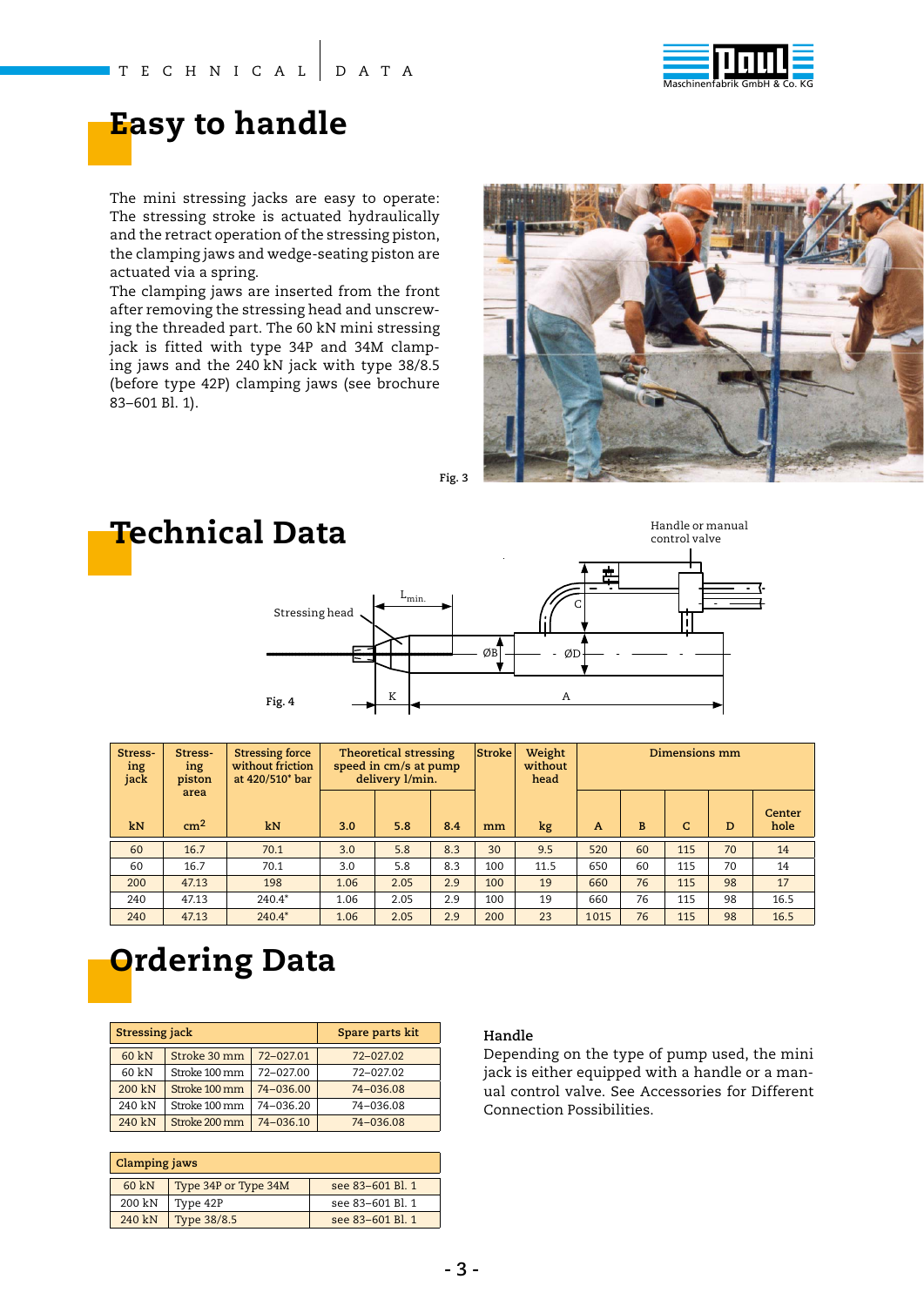# Easy to handle

The mini stressing jacks are easy to operate: The stressing stroke is actuated hydraulically and the retract operation of the stressing piston, the clamping jaws and wedge-seating piston are actuated via a spring.
The clamping jaws are inserted from the front after removing the stressing head and unscrewing the threaded part. The 60 kN mini stressing jack is fitted with type 34P and 34M clamping jaws and the 240 kN jack with type 38/8.5 (before type 42P) clamping jaws (see brochure 83–601 Bl. 1).

Fig. 3

# Technical Data

Handle or manual control valve

Stressing head

$L_{min.}$

Fig. 4

| Stressing jack | Stressing piston area | Stressing force without friction at 420/510* bar | Theoretical stressing speed in cm/s at pump delivery l/min. | | | Stroke | Weight without head | Dimensions mm | | | | |
|---|---|---|---|---|---|---|---|---|---|---|---|---|
| kN | cm² | kN | 3.0 | 5.8 | 8.4 | mm | kg | A | B | C | D | Center hole |
| 60 | 16.7 | 70.1 | 3.0 | 5.8 | 8.3 | 30 | 9.5 | 520 | 60 | 115 | 70 | 14 |
| 60 | 16.7 | 70.1 | 3.0 | 5.8 | 8.3 | 100 | 11.5 | 650 | 60 | 115 | 70 | 14 |
| 200 | 47.13 | 198 | 1.06 | 2.05 | 2.9 | 100 | 19 | 660 | 76 | 115 | 98 | 17 |
| 240 | 47.13 | 240.4* | 1.06 | 2.05 | 2.9 | 100 | 19 | 660 | 76 | 115 | 98 | 16.5 |
| 240 | 47.13 | 240.4* | 1.06 | 2.05 | 2.9 | 200 | 23 | 1015 | 76 | 115 | 98 | 16.5 |

# Ordering Data

| Stressing jack | | | Spare parts kit |
|---|---|---|---|
| 60 kN | Stroke 30 mm | 72–027.01 | 72–027.02 |
| 60 kN | Stroke 100 mm | 72–027.00 | 72–027.02 |
| 200 kN | Stroke 100 mm | 74–036.00 | 74–036.08 |
| 240 kN | Stroke 100 mm | 74–036.20 | 74–036.08 |
| 240 kN | Stroke 200 mm | 74–036.10 | 74–036.08 |

| Clamping jaws | | |
|---|---|---|
| 60 kN | Type 34P or Type 34M | see 83–601 Bl. 1 |
| 200 kN | Type 42P | see 83–601 Bl. 1 |
| 240 kN | Type 38/8.5 | see 83–601 Bl. 1 |

### Handle

Depending on the type of pump used, the mini jack is either equipped with a handle or a manual control valve. See Accessories for Different Connection Possibilities.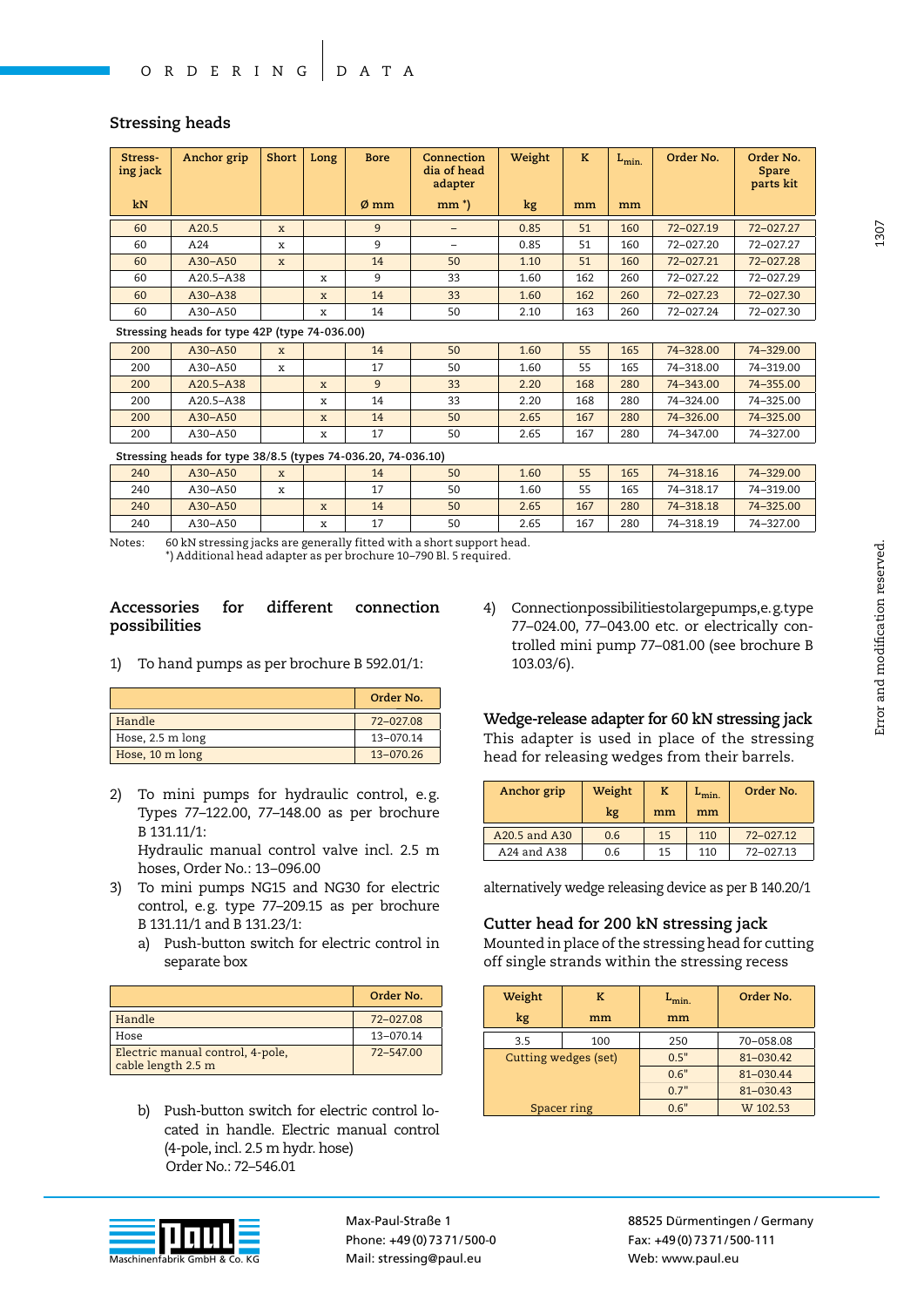# ORDERING DATA

## Stressing heads

| Stressing jack kN | Anchor grip | Short | Long | Bore Ø mm | Connection dia of head adapter mm *) | Weight kg | K mm | $L_{min.}$ mm | Order No. | Order No. Spare parts kit |
|---|---|---|---|---|---|---|---|---|---|---|
| 60 | A20.5 | x | | 9 | – | 0.85 | 51 | 160 | 72–027.19 | 72–027.27 |
| 60 | A24 | x | | 9 | – | 0.85 | 51 | 160 | 72–027.20 | 72–027.27 |
| 60 | A30–A50 | x | | 14 | 50 | 1.10 | 51 | 160 | 72–027.21 | 72–027.28 |
| 60 | A20.5–A38 | | x | 9 | 33 | 1.60 | 162 | 260 | 72–027.22 | 72–027.29 |
| 60 | A30–A38 | | x | 14 | 33 | 1.60 | 162 | 260 | 72–027.23 | 72–027.30 |
| 60 | A30–A50 | | x | 14 | 50 | 2.10 | 163 | 260 | 72–027.24 | 72–027.30 |
| **Stressing heads for type 42P (type 74-036.00)** | | | | | | | | | | |
| 200 | A30–A50 | x | | 14 | 50 | 1.60 | 55 | 165 | 74–328.00 | 74–329.00 |
| 200 | A30–A50 | x | | 17 | 50 | 1.60 | 55 | 165 | 74–318.00 | 74–319.00 |
| 200 | A20.5–A38 | | x | 9 | 33 | 2.20 | 168 | 280 | 74–343.00 | 74–355.00 |
| 200 | A20.5–A38 | | x | 14 | 33 | 2.20 | 168 | 280 | 74–324.00 | 74–325.00 |
| 200 | A30–A50 | | x | 14 | 50 | 2.65 | 167 | 280 | 74–326.00 | 74–325.00 |
| 200 | A30–A50 | | x | 17 | 50 | 2.65 | 167 | 280 | 74–347.00 | 74–327.00 |
| **Stressing heads for type 38/8.5 (types 74-036.20, 74-036.10)** | | | | | | | | | | |
| 240 | A30–A50 | x | | 14 | 50 | 1.60 | 55 | 165 | 74–318.16 | 74–329.00 |
| 240 | A30–A50 | x | | 17 | 50 | 1.60 | 55 | 165 | 74–318.17 | 74–319.00 |
| 240 | A30–A50 | | x | 14 | 50 | 2.65 | 167 | 280 | 74–318.18 | 74–325.00 |
| 240 | A30–A50 | | x | 17 | 50 | 2.65 | 167 | 280 | 74–318.19 | 74–327.00 |

Notes: 60 kN stressing jacks are generally fitted with a short support head.
*) Additional head adapter as per brochure 10–790 Bl. 5 required.

## Accessories for different connection possibilities

1) To hand pumps as per brochure B 592.01/1:

| | Order No. |
|---|---|
| Handle | 72–027.08 |
| Hose, 2.5 m long | 13–070.14 |
| Hose, 10 m long | 13–070.26 |

2) To mini pumps for hydraulic control, e.g. Types 77–122.00, 77–148.00 as per brochure B 131.11/1:
   Hydraulic manual control valve incl. 2.5 m hoses, Order No.: 13–096.00

3) To mini pumps NG15 and NG30 for electric control, e.g. type 77–209.15 as per brochure B 131.11/1 and B 131.23/1:
   a) Push-button switch for electric control in separate box

| | Order No. |
|---|---|
| Handle | 72–027.08 |
| Hose | 13–070.14 |
| Electric manual control, 4-pole, cable length 2.5 m | 72–547.00 |

   b) Push-button switch for electric control located in handle. Electric manual control (4-pole, incl. 2.5 m hydr. hose)
   Order No.: 72–546.01

4) Connectionpossibilitiestolargepumps,e.g.type 77–024.00, 77–043.00 etc. or electrically controlled mini pump 77–081.00 (see brochure B 103.03/6).

## Wedge-release adapter for 60 kN stressing jack

This adapter is used in place of the stressing head for releasing wedges from their barrels.

| Anchor grip | Weight kg | K mm | $L_{min.}$ mm | Order No. |
|---|---|---|---|---|
| A20.5 and A30 | 0.6 | 15 | 110 | 72–027.12 |
| A24 and A38 | 0.6 | 15 | 110 | 72–027.13 |

alternatively wedge releasing device as per B 140.20/1

## Cutter head for 200 kN stressing jack

Mounted in place of the stressing head for cutting off single strands within the stressing recess

| Weight kg | K mm | $L_{min.}$ mm | Order No. |
|---|---|---|---|
| 3.5 | 100 | 250 | 70–058.08 |
| Cutting wedges (set) | | 0.5" | 81–030.42 |
| | | 0.6" | 81–030.44 |
| | | 0.7" | 81–030.43 |
| Spacer ring | | 0.6" | W 102.53 |

Error and modification reserved.

Maschinenfabrik GmbH & Co. KG

Max-Paul-Straße 1
Phone: +49 (0) 7371/500-0
Mail: stressing@paul.eu

88525 Dürmentingen / Germany
Fax: +49 (0) 7371/500-111
Web: www.paul.eu